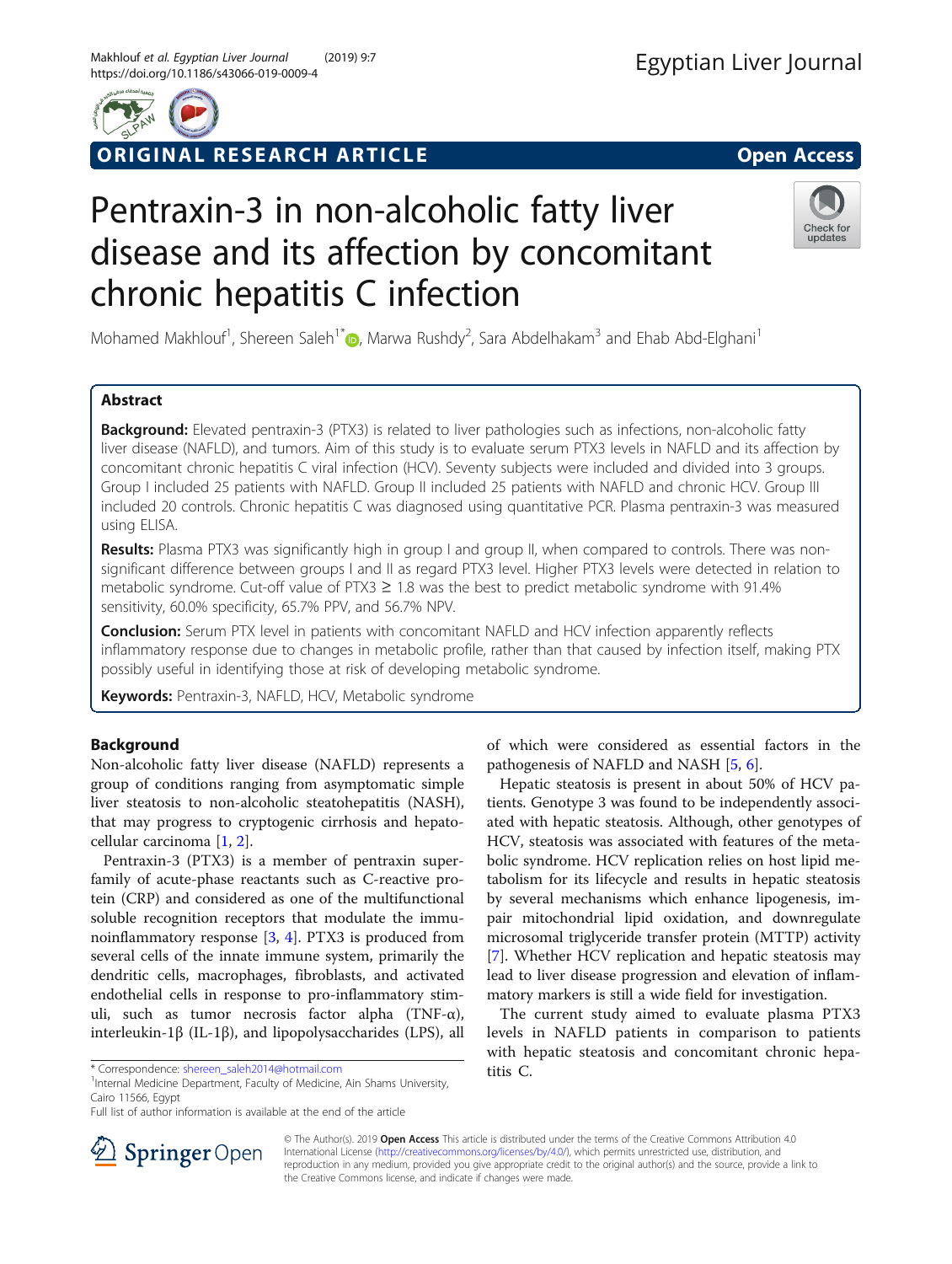ORIGINAL RESEARCH ARTICLE

Open Access

# Pentraxin-3 in non-alcoholic fatty liver disease and its affection by concomitant chronic hepatitis C infection

Mohamed Makhlouf[1], Shereen Saleh[1*], Marwa Rushdy[2], Sara Abdelhakam[3] and Ehab Abd-Elghani[1]

## Abstract

**Background:** Elevated pentraxin-3 (PTX3) is related to liver pathologies such as infections, non-alcoholic fatty liver disease (NAFLD), and tumors. Aim of this study is to evaluate serum PTX3 levels in NAFLD and its affection by concomitant chronic hepatitis C viral infection (HCV). Seventy subjects were included and divided into 3 groups. Group I included 25 patients with NAFLD. Group II included 25 patients with NAFLD and chronic HCV. Group III included 20 controls. Chronic hepatitis C was diagnosed using quantitative PCR. Plasma pentraxin-3 was measured using ELISA.

**Results:** Plasma PTX3 was significantly high in group I and group II, when compared to controls. There was non-significant difference between groups I and II as regard PTX3 level. Higher PTX3 levels were detected in relation to metabolic syndrome. Cut-off value of PTX3 ≥ 1.8 was the best to predict metabolic syndrome with 91.4% sensitivity, 60.0% specificity, 65.7% PPV, and 56.7% NPV.

**Conclusion:** Serum PTX level in patients with concomitant NAFLD and HCV infection apparently reflects inflammatory response due to changes in metabolic profile, rather than that caused by infection itself, making PTX possibly useful in identifying those at risk of developing metabolic syndrome.

**Keywords:** Pentraxin-3, NAFLD, HCV, Metabolic syndrome

## Background

Non-alcoholic fatty liver disease (NAFLD) represents a group of conditions ranging from asymptomatic simple liver steatosis to non-alcoholic steatohepatitis (NASH), that may progress to cryptogenic cirrhosis and hepatocellular carcinoma [1, 2].

Pentraxin-3 (PTX3) is a member of pentraxin superfamily of acute-phase reactants such as C-reactive protein (CRP) and considered as one of the multifunctional soluble recognition receptors that modulate the immunoinflammatory response [3, 4]. PTX3 is produced from several cells of the innate immune system, primarily the dendritic cells, macrophages, fibroblasts, and activated endothelial cells in response to pro-inflammatory stimuli, such as tumor necrosis factor alpha (TNF-α), interleukin-1β (IL-1β), and lipopolysaccharides (LPS), all of which were considered as essential factors in the pathogenesis of NAFLD and NASH [5, 6].

Hepatic steatosis is present in about 50% of HCV patients. Genotype 3 was found to be independently associated with hepatic steatosis. Although, other genotypes of HCV, steatosis was associated with features of the metabolic syndrome. HCV replication relies on host lipid metabolism for its lifecycle and results in hepatic steatosis by several mechanisms which enhance lipogenesis, impair mitochondrial lipid oxidation, and downregulate microsomal triglyceride transfer protein (MTTP) activity [7]. Whether HCV replication and hepatic steatosis may lead to liver disease progression and elevation of inflammatory markers is still a wide field for investigation.

The current study aimed to evaluate plasma PTX3 levels in NAFLD patients in comparison to patients with hepatic steatosis and concomitant chronic hepatitis C.

\* Correspondence: shereen_saleh2014@hotmail.com
[1]Internal Medicine Department, Faculty of Medicine, Ain Shams University, Cairo 11566, Egypt
Full list of author information is available at the end of the article

© The Author(s). 2019 **Open Access** This article is distributed under the terms of the Creative Commons Attribution 4.0 International License (http://creativecommons.org/licenses/by/4.0/), which permits unrestricted use, distribution, and reproduction in any medium, provided you give appropriate credit to the original author(s) and the source, provide a link to the Creative Commons license, and indicate if changes were made.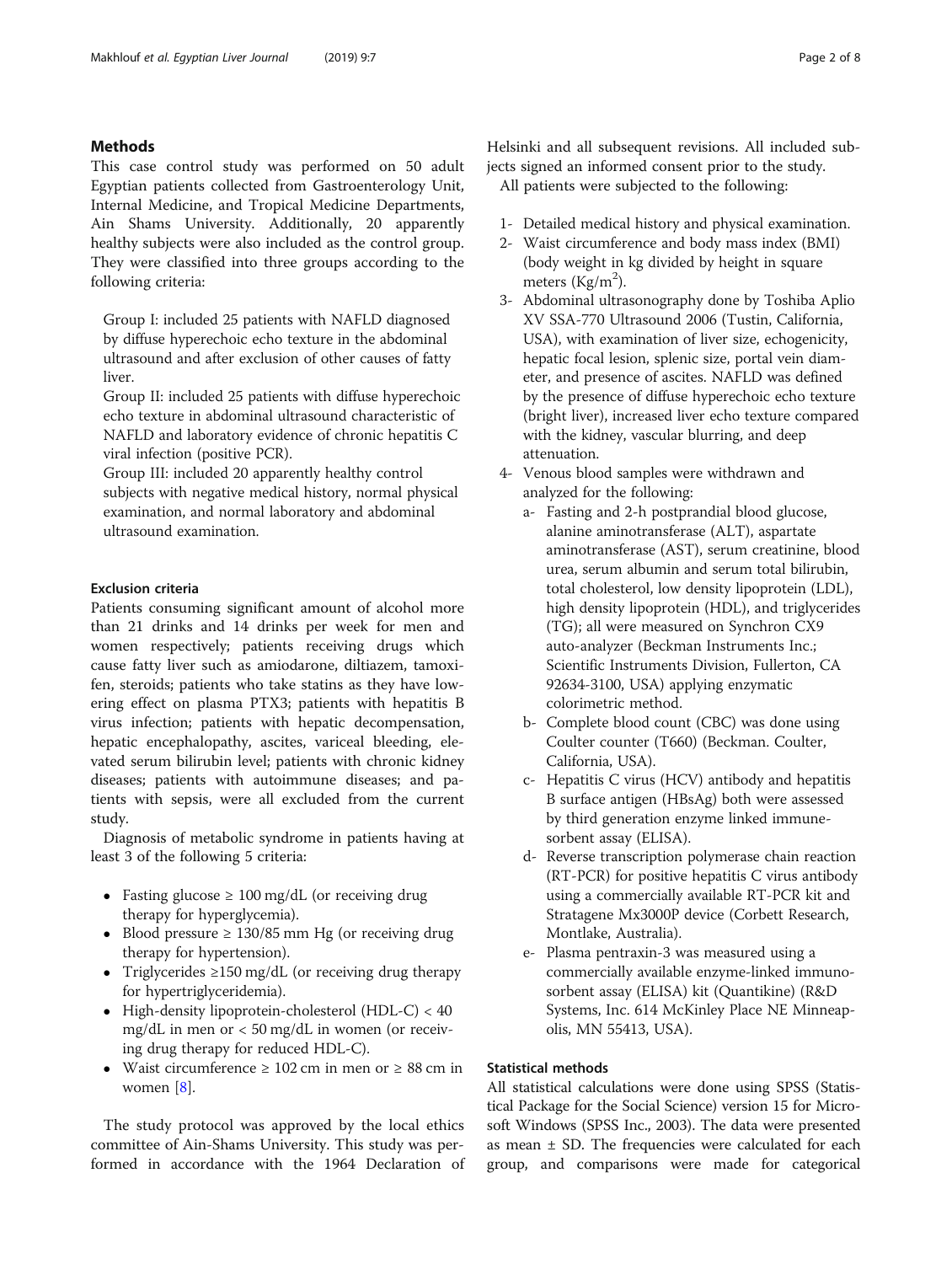## Methods

This case control study was performed on 50 adult Egyptian patients collected from Gastroenterology Unit, Internal Medicine, and Tropical Medicine Departments, Ain Shams University. Additionally, 20 apparently healthy subjects were also included as the control group. They were classified into three groups according to the following criteria:

Group I: included 25 patients with NAFLD diagnosed by diffuse hyperechoic echo texture in the abdominal ultrasound and after exclusion of other causes of fatty liver.

Group II: included 25 patients with diffuse hyperechoic echo texture in abdominal ultrasound characteristic of NAFLD and laboratory evidence of chronic hepatitis C viral infection (positive PCR).

Group III: included 20 apparently healthy control subjects with negative medical history, normal physical examination, and normal laboratory and abdominal ultrasound examination.

### Exclusion criteria

Patients consuming significant amount of alcohol more than 21 drinks and 14 drinks per week for men and women respectively; patients receiving drugs which cause fatty liver such as amiodarone, diltiazem, tamoxifen, steroids; patients who take statins as they have lowering effect on plasma PTX3; patients with hepatitis B virus infection; patients with hepatic decompensation, hepatic encephalopathy, ascites, variceal bleeding, elevated serum bilirubin level; patients with chronic kidney diseases; patients with autoimmune diseases; and patients with sepsis, were all excluded from the current study.

Diagnosis of metabolic syndrome in patients having at least 3 of the following 5 criteria:

- Fasting glucose ≥ 100 mg/dL (or receiving drug therapy for hyperglycemia).
- Blood pressure ≥ 130/85 mm Hg (or receiving drug therapy for hypertension).
- Triglycerides ≥150 mg/dL (or receiving drug therapy for hypertriglyceridemia).
- High-density lipoprotein-cholesterol (HDL-C) < 40 mg/dL in men or < 50 mg/dL in women (or receiving drug therapy for reduced HDL-C).
- Waist circumference ≥ 102 cm in men or ≥ 88 cm in women [8].

The study protocol was approved by the local ethics committee of Ain-Shams University. This study was performed in accordance with the 1964 Declaration of Helsinki and all subsequent revisions. All included subjects signed an informed consent prior to the study.

All patients were subjected to the following:

1- Detailed medical history and physical examination.
2- Waist circumference and body mass index (BMI) (body weight in kg divided by height in square meters (Kg/m$^2$).
3- Abdominal ultrasonography done by Toshiba Aplio XV SSA-770 Ultrasound 2006 (Tustin, California, USA), with examination of liver size, echogenicity, hepatic focal lesion, splenic size, portal vein diameter, and presence of ascites. NAFLD was defined by the presence of diffuse hyperechoic echo texture (bright liver), increased liver echo texture compared with the kidney, vascular blurring, and deep attenuation.
4- Venous blood samples were withdrawn and analyzed for the following:
   - a- Fasting and 2-h postprandial blood glucose, alanine aminotransferase (ALT), aspartate aminotransferase (AST), serum creatinine, blood urea, serum albumin and serum total bilirubin, total cholesterol, low density lipoprotein (LDL), high density lipoprotein (HDL), and triglycerides (TG); all were measured on Synchron CX9 auto-analyzer (Beckman Instruments Inc.; Scientific Instruments Division, Fullerton, CA 92634-3100, USA) applying enzymatic colorimetric method.
   - b- Complete blood count (CBC) was done using Coulter counter (T660) (Beckman. Coulter, California, USA).
   - c- Hepatitis C virus (HCV) antibody and hepatitis B surface antigen (HBsAg) both were assessed by third generation enzyme linked immune-sorbent assay (ELISA).
   - d- Reverse transcription polymerase chain reaction (RT-PCR) for positive hepatitis C virus antibody using a commercially available RT-PCR kit and Stratagene Mx3000P device (Corbett Research, Montlake, Australia).
   - e- Plasma pentraxin-3 was measured using a commercially available enzyme-linked immunosorbent assay (ELISA) kit (Quantikine) (R&D Systems, Inc. 614 McKinley Place NE Minneapolis, MN 55413, USA).

### Statistical methods

All statistical calculations were done using SPSS (Statistical Package for the Social Science) version 15 for Microsoft Windows (SPSS Inc., 2003). The data were presented as mean ± SD. The frequencies were calculated for each group, and comparisons were made for categorical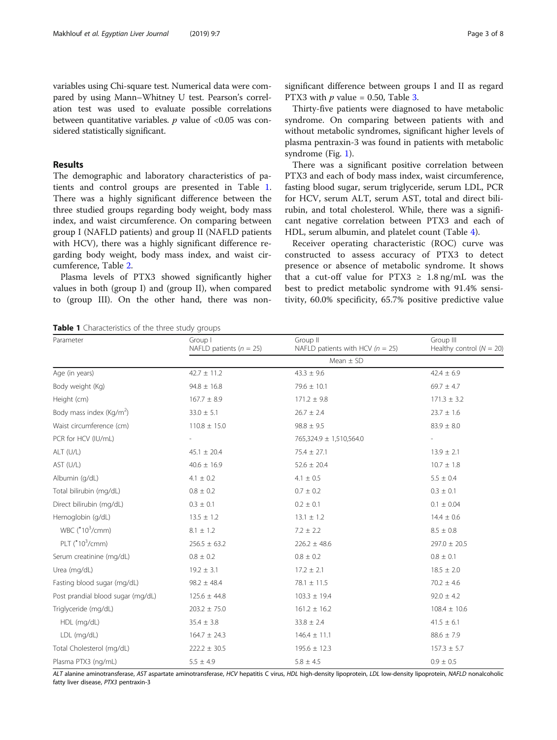variables using Chi-square test. Numerical data were compared by using Mann–Whitney U test. Pearson's correlation test was used to evaluate possible correlations between quantitative variables. $p$ value of <0.05 was considered statistically significant.

## Results

The demographic and laboratory characteristics of patients and control groups are presented in Table 1. There was a highly significant difference between the three studied groups regarding body weight, body mass index, and waist circumference. On comparing between group I (NAFLD patients) and group II (NAFLD patients with HCV), there was a highly significant difference regarding body weight, body mass index, and waist circumference, Table 2.

Plasma levels of PTX3 showed significantly higher values in both (group I) and (group II), when compared to (group III). On the other hand, there was non-significant difference between groups I and II as regard PTX3 with $p$ value = 0.50, Table 3.

Thirty-five patients were diagnosed to have metabolic syndrome. On comparing between patients with and without metabolic syndromes, significant higher levels of plasma pentraxin-3 was found in patients with metabolic syndrome (Fig. 1).

There was a significant positive correlation between PTX3 and each of body mass index, waist circumference, fasting blood sugar, serum triglyceride, serum LDL, PCR for HCV, serum ALT, serum AST, total and direct bilirubin, and total cholesterol. While, there was a significant negative correlation between PTX3 and each of HDL, serum albumin, and platelet count (Table 4).

Receiver operating characteristic (ROC) curve was constructed to assess accuracy of PTX3 to detect presence or absence of metabolic syndrome. It shows that a cut-off value for PTX3 ≥ 1.8 ng/mL was the best to predict metabolic syndrome with 91.4% sensitivity, 60.0% specificity, 65.7% positive predictive value

**Table 1** Characteristics of the three study groups

| Parameter | Group I NAFLD patients ($n$ = 25) | Group II NAFLD patients with HCV ($n$ = 25) | Group III Healthy control ($N$ = 20) |
|---|---|---|---|
| | Mean ± SD | | |
| Age (in years) | 42.7 ± 11.2 | 43.3 ± 9.6 | 42.4 ± 6.9 |
| Body weight (Kg) | 94.8 ± 16.8 | 79.6 ± 10.1 | 69.7 ± 4.7 |
| Height (cm) | 167.7 ± 8.9 | 171.2 ± 9.8 | 171.3 ± 3.2 |
| Body mass index (Kg/m$^2$) | 33.0 ± 5.1 | 26.7 ± 2.4 | 23.7 ± 1.6 |
| Waist circumference (cm) | 110.8 ± 15.0 | 98.8 ± 9.5 | 83.9 ± 8.0 |
| PCR for HCV (IU/mL) | - | 765,324.9 ± 1,510,564.0 | - |
| ALT (U/L) | 45.1 ± 20.4 | 75.4 ± 27.1 | 13.9 ± 2.1 |
| AST (U/L) | 40.6 ± 16.9 | 52.6 ± 20.4 | 10.7 ± 1.8 |
| Albumin (g/dL) | 4.1 ± 0.2 | 4.1 ± 0.5 | 5.5 ± 0.4 |
| Total bilirubin (mg/dL) | 0.8 ± 0.2 | 0.7 ± 0.2 | 0.3 ± 0.1 |
| Direct bilirubin (mg/dL) | 0.3 ± 0.1 | 0.2 ± 0.1 | 0.1 ± 0.04 |
| Hemoglobin (g/dL) | 13.5 ± 1.2 | 13.1 ± 1.2 | 14.4 ± 0.6 |
| WBC ($^*10^3$/cmm) | 8.1 ± 1.2 | 7.2 ± 2.2 | 8.5 ± 0.8 |
| PLT ($^*10^3$/cmm) | 256.5 ± 63.2 | 226.2 ± 48.6 | 297.0 ± 20.5 |
| Serum creatinine (mg/dL) | 0.8 ± 0.2 | 0.8 ± 0.2 | 0.8 ± 0.1 |
| Urea (mg/dL) | 19.2 ± 3.1 | 17.2 ± 2.1 | 18.5 ± 2.0 |
| Fasting blood sugar (mg/dL) | 98.2 ± 48.4 | 78.1 ± 11.5 | 70.2 ± 4.6 |
| Post prandial blood sugar (mg/dL) | 125.6 ± 44.8 | 103.3 ± 19.4 | 92.0 ± 4.2 |
| Triglyceride (mg/dL) | 203.2 ± 75.0 | 161.2 ± 16.2 | 108.4 ± 10.6 |
| HDL (mg/dL) | 35.4 ± 3.8 | 33.8 ± 2.4 | 41.5 ± 6.1 |
| LDL (mg/dL) | 164.7 ± 24.3 | 146.4 ± 11.1 | 88.6 ± 7.9 |
| Total Cholesterol (mg/dL) | 222.2 ± 30.5 | 195.6 ± 12.3 | 157.3 ± 5.7 |
| Plasma PTX3 (ng/mL) | 5.5 ± 4.9 | 5.8 ± 4.5 | 0.9 ± 0.5 |

*ALT* alanine aminotransferase, *AST* aspartate aminotransferase, *HCV* hepatitis C virus, *HDL* high-density lipoprotein, *LDL* low-density lipoprotein, *NAFLD* nonalcoholic fatty liver disease, *PTX3* pentraxin-3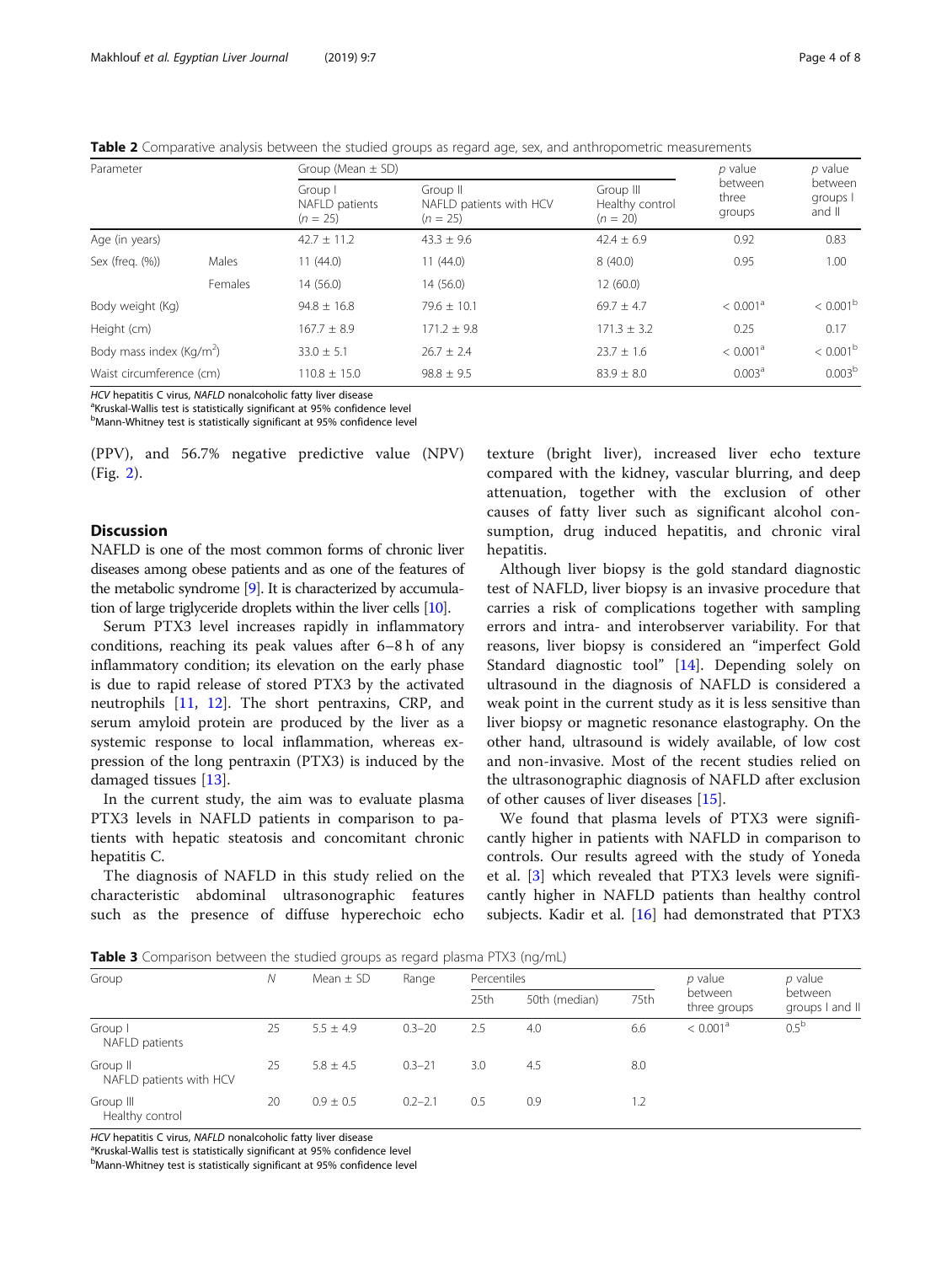**Table 2** Comparative analysis between the studied groups as regard age, sex, and anthropometric measurements

| Parameter | | Group (Mean ± SD) | | | *p* value between three groups | *p* value between groups I and II |
|---|---|---|---|---|---|---|
| | | Group I NAFLD patients (*n* = 25) | Group II NAFLD patients with HCV (*n* = 25) | Group III Healthy control (*n* = 20) | | |
| Age (in years) | | 42.7 ± 11.2 | 43.3 ± 9.6 | 42.4 ± 6.9 | 0.92 | 0.83 |
| Sex (freq. (%)) | Males | 11 (44.0) | 11 (44.0) | 8 (40.0) | 0.95 | 1.00 |
| | Females | 14 (56.0) | 14 (56.0) | 12 (60.0) | | |
| Body weight (Kg) | | 94.8 ± 16.8 | 79.6 ± 10.1 | 69.7 ± 4.7 | < 0.001[a] | < 0.001[b] |
| Height (cm) | | 167.7 ± 8.9 | 171.2 ± 9.8 | 171.3 ± 3.2 | 0.25 | 0.17 |
| Body mass index (Kg/m$^2$) | | 33.0 ± 5.1 | 26.7 ± 2.4 | 23.7 ± 1.6 | < 0.001[a] | < 0.001[b] |
| Waist circumference (cm) | | 110.8 ± 15.0 | 98.8 ± 9.5 | 83.9 ± 8.0 | 0.003[a] | 0.003[b] |

*HCV* hepatitis C virus, *NAFLD* nonalcoholic fatty liver disease
[a]Kruskal-Wallis test is statistically significant at 95% confidence level
[b]Mann-Whitney test is statistically significant at 95% confidence level

(PPV), and 56.7% negative predictive value (NPV) (Fig. 2).

## Discussion

NAFLD is one of the most common forms of chronic liver diseases among obese patients and as one of the features of the metabolic syndrome [9]. It is characterized by accumulation of large triglyceride droplets within the liver cells [10].

Serum PTX3 level increases rapidly in inflammatory conditions, reaching its peak values after 6–8 h of any inflammatory condition; its elevation on the early phase is due to rapid release of stored PTX3 by the activated neutrophils [11, 12]. The short pentraxins, CRP, and serum amyloid protein are produced by the liver as a systemic response to local inflammation, whereas expression of the long pentraxin (PTX3) is induced by the damaged tissues [13].

In the current study, the aim was to evaluate plasma PTX3 levels in NAFLD patients in comparison to patients with hepatic steatosis and concomitant chronic hepatitis C.

The diagnosis of NAFLD in this study relied on the characteristic abdominal ultrasonographic features such as the presence of diffuse hyperechoic echo texture (bright liver), increased liver echo texture compared with the kidney, vascular blurring, and deep attenuation, together with the exclusion of other causes of fatty liver such as significant alcohol consumption, drug induced hepatitis, and chronic viral hepatitis.

Although liver biopsy is the gold standard diagnostic test of NAFLD, liver biopsy is an invasive procedure that carries a risk of complications together with sampling errors and intra- and interobserver variability. For that reasons, liver biopsy is considered an "imperfect Gold Standard diagnostic tool" [14]. Depending solely on ultrasound in the diagnosis of NAFLD is considered a weak point in the current study as it is less sensitive than liver biopsy or magnetic resonance elastography. On the other hand, ultrasound is widely available, of low cost and non-invasive. Most of the recent studies relied on the ultrasonographic diagnosis of NAFLD after exclusion of other causes of liver diseases [15].

We found that plasma levels of PTX3 were significantly higher in patients with NAFLD in comparison to controls. Our results agreed with the study of Yoneda et al. [3] which revealed that PTX3 levels were significantly higher in NAFLD patients than healthy control subjects. Kadir et al. [16] had demonstrated that PTX3

**Table 3** Comparison between the studied groups as regard plasma PTX3 (ng/mL)

| Group | *N* | Mean ± SD | Range | Percentiles | | | *p* value between three groups | *p* value between groups I and II |
|---|---|---|---|---|---|---|---|---|
| | | | | 25th | 50th (median) | 75th | | |
| Group I NAFLD patients | 25 | 5.5 ± 4.9 | 0.3–20 | 2.5 | 4.0 | 6.6 | < 0.001[a] | 0.5[b] |
| Group II NAFLD patients with HCV | 25 | 5.8 ± 4.5 | 0.3–21 | 3.0 | 4.5 | 8.0 | | |
| Group III Healthy control | 20 | 0.9 ± 0.5 | 0.2–2.1 | 0.5 | 0.9 | 1.2 | | |

*HCV* hepatitis C virus, *NAFLD* nonalcoholic fatty liver disease
[a]Kruskal-Wallis test is statistically significant at 95% confidence level
[b]Mann-Whitney test is statistically significant at 95% confidence level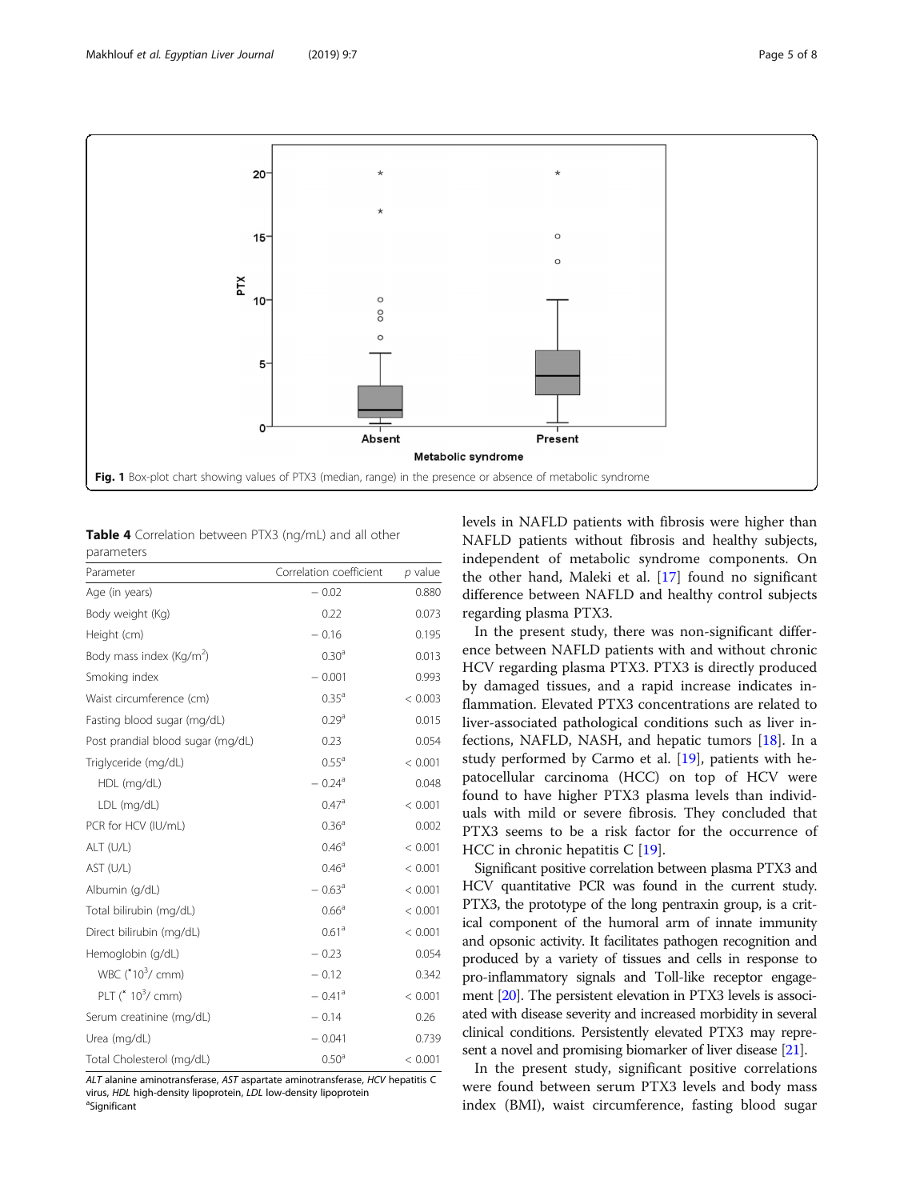Fig. 1 Box-plot chart showing values of PTX3 (median, range) in the presence or absence of metabolic syndrome

**Table 4** Correlation between PTX3 (ng/mL) and all other parameters

| Parameter | Correlation coefficient | *p* value |
|---|---|---|
| Age (in years) | − 0.02 | 0.880 |
| Body weight (Kg) | 0.22 | 0.073 |
| Height (cm) | − 0.16 | 0.195 |
| Body mass index (Kg/m$^2$) | 0.30[a] | 0.013 |
| Smoking index | − 0.001 | 0.993 |
| Waist circumference (cm) | 0.35[a] | < 0.003 |
| Fasting blood sugar (mg/dL) | 0.29[a] | 0.015 |
| Post prandial blood sugar (mg/dL) | 0.23 | 0.054 |
| Triglyceride (mg/dL) | 0.55[a] | < 0.001 |
| HDL (mg/dL) | − 0.24[a] | 0.048 |
| LDL (mg/dL) | 0.47[a] | < 0.001 |
| PCR for HCV (IU/mL) | 0.36[a] | 0.002 |
| ALT (U/L) | 0.46[a] | < 0.001 |
| AST (U/L) | 0.46[a] | < 0.001 |
| Albumin (g/dL) | − 0.63[a] | < 0.001 |
| Total bilirubin (mg/dL) | 0.66[a] | < 0.001 |
| Direct bilirubin (mg/dL) | 0.61[a] | < 0.001 |
| Hemoglobin (g/dL) | − 0.23 | 0.054 |
| WBC ($^*10^3$/ cmm) | − 0.12 | 0.342 |
| PLT ($^*$ $10^3$/ cmm) | − 0.41[a] | < 0.001 |
| Serum creatinine (mg/dL) | − 0.14 | 0.26 |
| Urea (mg/dL) | − 0.041 | 0.739 |
| Total Cholesterol (mg/dL) | 0.50[a] | < 0.001 |

*ALT* alanine aminotransferase, *AST* aspartate aminotransferase, *HCV* hepatitis C virus, *HDL* high-density lipoprotein, *LDL* low-density lipoprotein
[a]Significant

levels in NAFLD patients with fibrosis were higher than NAFLD patients without fibrosis and healthy subjects, independent of metabolic syndrome components. On the other hand, Maleki et al. [17] found no significant difference between NAFLD and healthy control subjects regarding plasma PTX3.

In the present study, there was non-significant difference between NAFLD patients with and without chronic HCV regarding plasma PTX3. PTX3 is directly produced by damaged tissues, and a rapid increase indicates inflammation. Elevated PTX3 concentrations are related to liver-associated pathological conditions such as liver infections, NAFLD, NASH, and hepatic tumors [18]. In a study performed by Carmo et al. [19], patients with hepatocellular carcinoma (HCC) on top of HCV were found to have higher PTX3 plasma levels than individuals with mild or severe fibrosis. They concluded that PTX3 seems to be a risk factor for the occurrence of HCC in chronic hepatitis C [19].

Significant positive correlation between plasma PTX3 and HCV quantitative PCR was found in the current study. PTX3, the prototype of the long pentraxin group, is a critical component of the humoral arm of innate immunity and opsonic activity. It facilitates pathogen recognition and produced by a variety of tissues and cells in response to pro-inflammatory signals and Toll-like receptor engagement [20]. The persistent elevation in PTX3 levels is associated with disease severity and increased morbidity in several clinical conditions. Persistently elevated PTX3 may represent a novel and promising biomarker of liver disease [21].

In the present study, significant positive correlations were found between serum PTX3 levels and body mass index (BMI), waist circumference, fasting blood sugar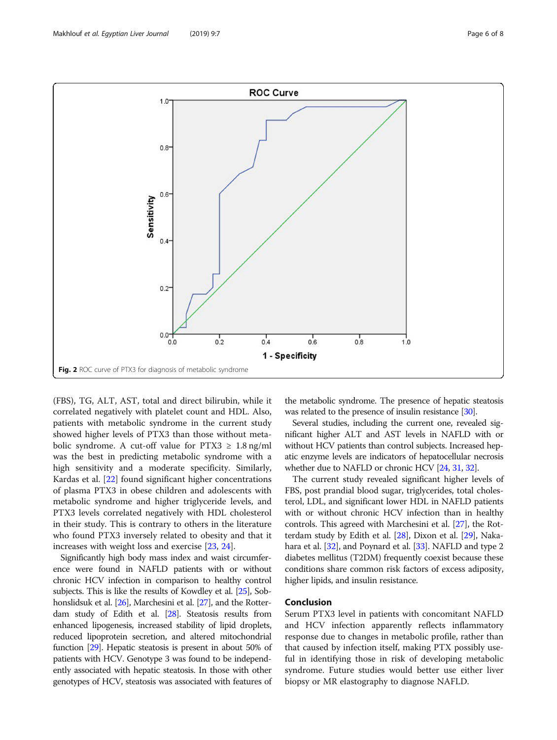Fig. 2 ROC curve of PTX3 for diagnosis of metabolic syndrome

(FBS), TG, ALT, AST, total and direct bilirubin, while it correlated negatively with platelet count and HDL. Also, patients with metabolic syndrome in the current study showed higher levels of PTX3 than those without metabolic syndrome. A cut-off value for PTX3 ≥ 1.8 ng/ml was the best in predicting metabolic syndrome with a high sensitivity and a moderate specificity. Similarly, Kardas et al. [22] found significant higher concentrations of plasma PTX3 in obese children and adolescents with metabolic syndrome and higher triglyceride levels, and PTX3 levels correlated negatively with HDL cholesterol in their study. This is contrary to others in the literature who found PTX3 inversely related to obesity and that it increases with weight loss and exercise [23, 24].

Significantly high body mass index and waist circumference were found in NAFLD patients with or without chronic HCV infection in comparison to healthy control subjects. This is like the results of Kowdley et al. [25], Sobhonslidsuk et al. [26], Marchesini et al. [27], and the Rotterdam study of Edith et al. [28]. Steatosis results from enhanced lipogenesis, increased stability of lipid droplets, reduced lipoprotein secretion, and altered mitochondrial function [29]. Hepatic steatosis is present in about 50% of patients with HCV. Genotype 3 was found to be independently associated with hepatic steatosis. In those with other genotypes of HCV, steatosis was associated with features of the metabolic syndrome. The presence of hepatic steatosis was related to the presence of insulin resistance [30].

Several studies, including the current one, revealed significant higher ALT and AST levels in NAFLD with or without HCV patients than control subjects. Increased hepatic enzyme levels are indicators of hepatocellular necrosis whether due to NAFLD or chronic HCV [24, 31, 32].

The current study revealed significant higher levels of FBS, post prandial blood sugar, triglycerides, total cholesterol, LDL, and significant lower HDL in NAFLD patients with or without chronic HCV infection than in healthy controls. This agreed with Marchesini et al. [27], the Rotterdam study by Edith et al. [28], Dixon et al. [29], Nakahara et al. [32], and Poynard et al. [33]. NAFLD and type 2 diabetes mellitus (T2DM) frequently coexist because these conditions share common risk factors of excess adiposity, higher lipids, and insulin resistance.

## Conclusion

Serum PTX3 level in patients with concomitant NAFLD and HCV infection apparently reflects inflammatory response due to changes in metabolic profile, rather than that caused by infection itself, making PTX possibly useful in identifying those in risk of developing metabolic syndrome. Future studies would better use either liver biopsy or MR elastography to diagnose NAFLD.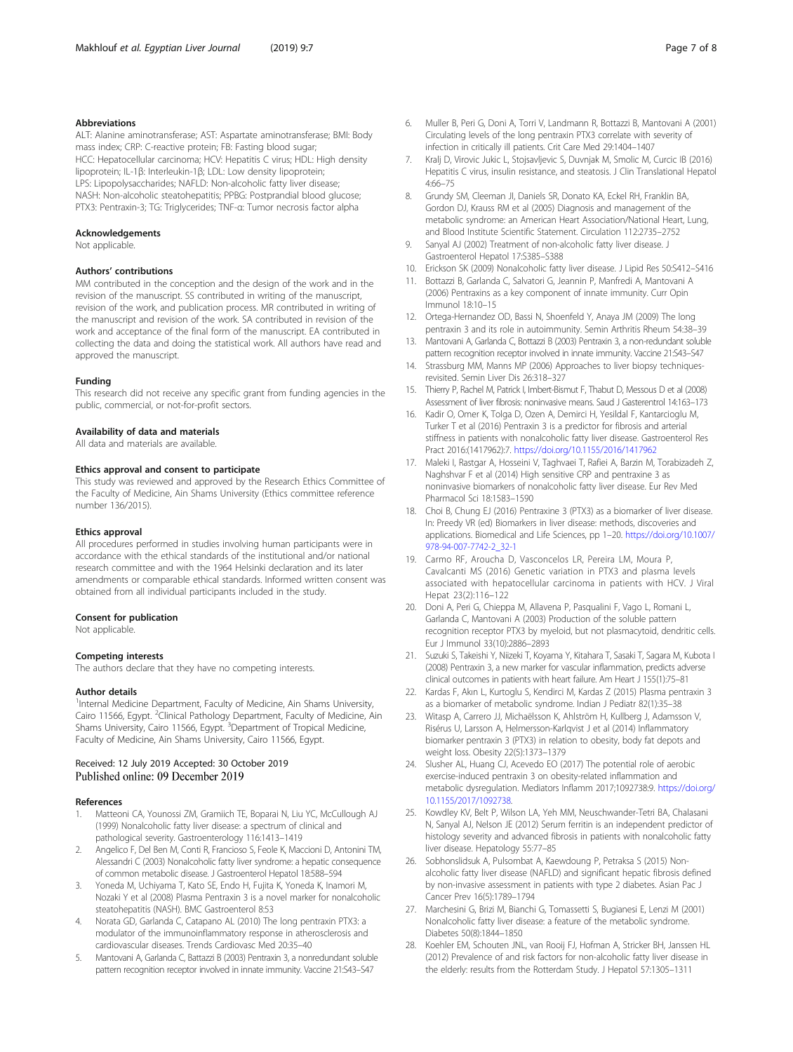### Abbreviations

ALT: Alanine aminotransferase; AST: Aspartate aminotransferase; BMI: Body mass index; CRP: C-reactive protein; FB: Fasting blood sugar; HCC: Hepatocellular carcinoma; HCV: Hepatitis C virus; HDL: High density lipoprotein; IL-1β: Interleukin-1β; LDL: Low density lipoprotein; LPS: Lipopolysaccharides; NAFLD: Non-alcoholic fatty liver disease; NASH: Non-alcoholic steatohepatitis; PPBG: Postprandial blood glucose; PTX3: Pentraxin-3; TG: Triglycerides; TNF-α: Tumor necrosis factor alpha

### Acknowledgements

Not applicable.

### Authors' contributions

MM contributed in the conception and the design of the work and in the revision of the manuscript. SS contributed in writing of the manuscript, revision of the work, and publication process. MR contributed in writing of the manuscript and revision of the work. SA contributed in revision of the work and acceptance of the final form of the manuscript. EA contributed in collecting the data and doing the statistical work. All authors have read and approved the manuscript.

### Funding

This research did not receive any specific grant from funding agencies in the public, commercial, or not-for-profit sectors.

### Availability of data and materials

All data and materials are available.

### Ethics approval and consent to participate

This study was reviewed and approved by the Research Ethics Committee of the Faculty of Medicine, Ain Shams University (Ethics committee reference number 136/2015).

### Ethics approval

All procedures performed in studies involving human participants were in accordance with the ethical standards of the institutional and/or national research committee and with the 1964 Helsinki declaration and its later amendments or comparable ethical standards. Informed written consent was obtained from all individual participants included in the study.

### Consent for publication

Not applicable.

### Competing interests

The authors declare that they have no competing interests.

### Author details

[1]Internal Medicine Department, Faculty of Medicine, Ain Shams University, Cairo 11566, Egypt. [2]Clinical Pathology Department, Faculty of Medicine, Ain Shams University, Cairo 11566, Egypt. [3]Department of Tropical Medicine, Faculty of Medicine, Ain Shams University, Cairo 11566, Egypt.

Received: 12 July 2019 Accepted: 30 October 2019
Published online: 09 December 2019

### References

1. Matteoni CA, Younossi ZM, Gramiich TE, Boparai N, Liu YC, McCullough AJ (1999) Nonalcoholic fatty liver disease: a spectrum of clinical and pathological severity. Gastroenterology 116:1413–1419
2. Angelico F, Del Ben M, Conti R, Francioso S, Feole K, Maccioni D, Antonini TM, Alessandri C (2003) Nonalcoholic fatty liver syndrome: a hepatic consequence of common metabolic disease. J Gastroenterol Hepatol 18:588–594
3. Yoneda M, Uchiyama T, Kato SE, Endo H, Fujita K, Yoneda K, Inamori M, Nozaki Y et al (2008) Plasma Pentraxin 3 is a novel marker for nonalcoholic steatohepatitis (NASH). BMC Gastroenterol 8:53
4. Norata GD, Garlanda C, Catapano AL (2010) The long pentraxin PTX3: a modulator of the immunoinflammatory response in atherosclerosis and cardiovascular diseases. Trends Cardiovasc Med 20:35–40
5. Mantovani A, Garlanda C, Battazzi B (2003) Pentraxin 3, a nonredundant soluble pattern recognition receptor involved in innate immunity. Vaccine 21:S43–S47
6. Muller B, Peri G, Doni A, Torri V, Landmann R, Bottazzi B, Mantovani A (2001) Circulating levels of the long pentraxin PTX3 correlate with severity of infection in critically ill patients. Crit Care Med 29:1404–1407
7. Kralj D, Virovic Jukic L, Stojsavljevic S, Duvnjak M, Smolic M, Curcic IB (2016) Hepatitis C virus, insulin resistance, and steatosis. J Clin Translational Hepatol 4:66–75
8. Grundy SM, Cleeman JI, Daniels SR, Donato KA, Eckel RH, Franklin BA, Gordon DJ, Krauss RM et al (2005) Diagnosis and management of the metabolic syndrome: an American Heart Association/National Heart, Lung, and Blood Institute Scientific Statement. Circulation 112:2735–2752
9. Sanyal AJ (2002) Treatment of non-alcoholic fatty liver disease. J Gastroenterol Hepatol 17:S385–S388
10. Erickson SK (2009) Nonalcoholic fatty liver disease. J Lipid Res 50:S412–S416
11. Bottazzi B, Garlanda C, Salvatori G, Jeannin P, Manfredi A, Mantovani A (2006) Pentraxins as a key component of innate immunity. Curr Opin Immunol 18:10–15
12. Ortega-Hernandez OD, Bassi N, Shoenfeld Y, Anaya JM (2009) The long pentraxin 3 and its role in autoimmunity. Semin Arthritis Rheum 54:38–39
13. Mantovani A, Garlanda C, Bottazzi B (2003) Pentraxin 3, a non-redundant soluble pattern recognition receptor involved in innate immunity. Vaccine 21:S43–S47
14. Strassburg MM, Manns MP (2006) Approaches to liver biopsy techniques-revisited. Semin Liver Dis 26:318–327
15. Thierry P, Rachel M, Patrick I, Imbert-Bismut F, Thabut D, Messous D et al (2008) Assessment of liver fibrosis: noninvasive means. Saud J Gasterentrol 14:163–173
16. Kadir O, Omer K, Tolga D, Ozen A, Demirci H, Yesildal F, Kantarcioglu M, Turker T et al (2016) Pentraxin 3 is a predictor for fibrosis and arterial stiffness in patients with nonalcoholic fatty liver disease. Gastroenterol Res Pract 2016:(1417962):7. https://doi.org/10.1155/2016/1417962
17. Maleki I, Rastgar A, Hosseini V, Taghvaei T, Rafiei A, Barzin M, Torabizadeh Z, Naghshvar F et al (2014) High sensitive CRP and pentraxine 3 as noninvasive biomarkers of nonalcoholic fatty liver disease. Eur Rev Med Pharmacol Sci 18:1583–1590
18. Choi B, Chung EJ (2016) Pentraxine 3 (PTX3) as a biomarker of liver disease. In: Preedy VR (ed) Biomarkers in liver disease: methods, discoveries and applications. Biomedical and Life Sciences, pp 1–20. https://doi.org/10.1007/978-94-007-7742-2_32-1
19. Carmo RF, Aroucha D, Vasconcelos LR, Pereira LM, Moura P, Cavalcanti MS (2016) Genetic variation in PTX3 and plasma levels associated with hepatocellular carcinoma in patients with HCV. J Viral Hepat 23(2):116–122
20. Doni A, Peri G, Chieppa M, Allavena P, Pasqualini F, Vago L, Romani L, Garlanda C, Mantovani A (2003) Production of the soluble pattern recognition receptor PTX3 by myeloid, but not plasmacytoid, dendritic cells. Eur J Immunol 33(10):2886–2893
21. Suzuki S, Takeishi Y, Niizeki T, Koyama Y, Kitahara T, Sasaki T, Sagara M, Kubota I (2008) Pentraxin 3, a new marker for vascular inflammation, predicts adverse clinical outcomes in patients with heart failure. Am Heart J 155(1):75–81
22. Kardas F, Akın L, Kurtoglu S, Kendirci M, Kardas Z (2015) Plasma pentraxin 3 as a biomarker of metabolic syndrome. Indian J Pediatr 82(1):35–38
23. Witasp A, Carrero JJ, Michaëlsson K, Ahlström H, Kullberg J, Adamsson V, Risérus U, Larsson A, Helmersson-Karlqvist J et al (2014) Inflammatory biomarker pentraxin 3 (PTX3) in relation to obesity, body fat depots and weight loss. Obesity 22(5):1373–1379
24. Slusher AL, Huang CJ, Acevedo EO (2017) The potential role of aerobic exercise-induced pentraxin 3 on obesity-related inflammation and metabolic dysregulation. Mediators Inflamm 2017;1092738:9. https://doi.org/10.1155/2017/1092738.
25. Kowdley KV, Belt P, Wilson LA, Yeh MM, Neuschwander-Tetri BA, Chalasani N, Sanyal AJ, Nelson JE (2012) Serum ferritin is an independent predictor of histology severity and advanced fibrosis in patients with nonalcoholic fatty liver disease. Hepatology 55:77–85
26. Sobhonslidsuk A, Pulsombat A, Kaewdoung P, Petraksa S (2015) Non-alcoholic fatty liver disease (NAFLD) and significant hepatic fibrosis defined by non-invasive assessment in patients with type 2 diabetes. Asian Pac J Cancer Prev 16(5):1789–1794
27. Marchesini G, Brizi M, Bianchi G, Tomassetti S, Bugianesi E, Lenzi M (2001) Nonalcoholic fatty liver disease: a feature of the metabolic syndrome. Diabetes 50(8):1844–1850
28. Koehler EM, Schouten JNL, van Rooij FJ, Hofman A, Stricker BH, Janssen HL (2012) Prevalence of and risk factors for non-alcoholic fatty liver disease in the elderly: results from the Rotterdam Study. J Hepatol 57:1305–1311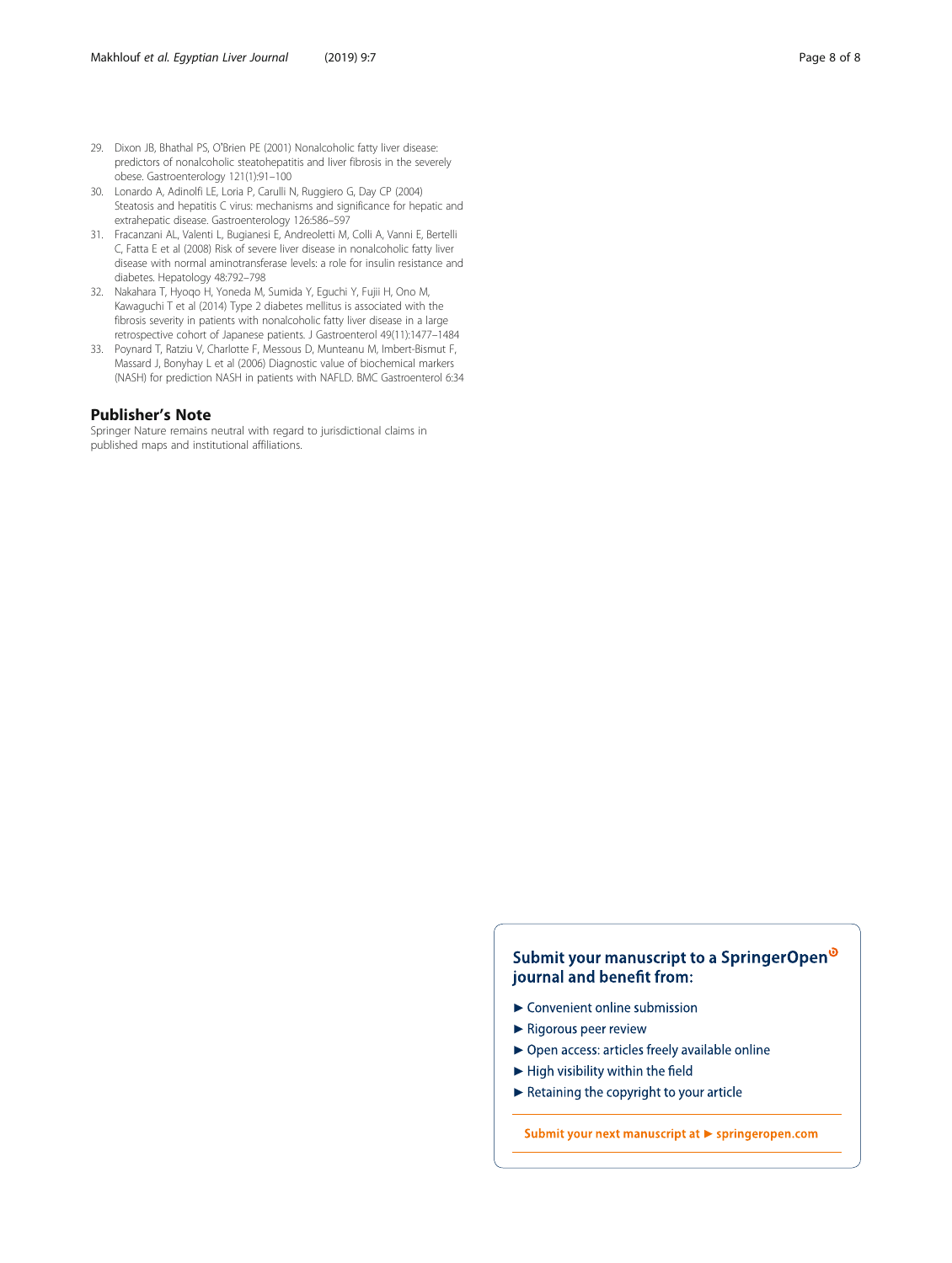29. Dixon JB, Bhathal PS, O'Brien PE (2001) Nonalcoholic fatty liver disease: predictors of nonalcoholic steatohepatitis and liver fibrosis in the severely obese. Gastroenterology 121(1):91–100
30. Lonardo A, Adinolfi LE, Loria P, Carulli N, Ruggiero G, Day CP (2004) Steatosis and hepatitis C virus: mechanisms and significance for hepatic and extrahepatic disease. Gastroenterology 126:586–597
31. Fracanzani AL, Valenti L, Bugianesi E, Andreoletti M, Colli A, Vanni E, Bertelli C, Fatta E et al (2008) Risk of severe liver disease in nonalcoholic fatty liver disease with normal aminotransferase levels: a role for insulin resistance and diabetes. Hepatology 48:792–798
32. Nakahara T, Hyoqo H, Yoneda M, Sumida Y, Eguchi Y, Fujii H, Ono M, Kawaguchi T et al (2014) Type 2 diabetes mellitus is associated with the fibrosis severity in patients with nonalcoholic fatty liver disease in a large retrospective cohort of Japanese patients. J Gastroenterol 49(11):1477–1484
33. Poynard T, Ratziu V, Charlotte F, Messous D, Munteanu M, Imbert-Bismut F, Massard J, Bonyhay L et al (2006) Diagnostic value of biochemical markers (NASH) for prediction NASH in patients with NAFLD. BMC Gastroenterol 6:34

## Publisher's Note

Springer Nature remains neutral with regard to jurisdictional claims in published maps and institutional affiliations.

**Submit your manuscript to a SpringerOpen journal and benefit from:**

- ► Convenient online submission
- ► Rigorous peer review
- ► Open access: articles freely available online
- ► High visibility within the field
- ► Retaining the copyright to your article

**Submit your next manuscript at ► springeropen.com**